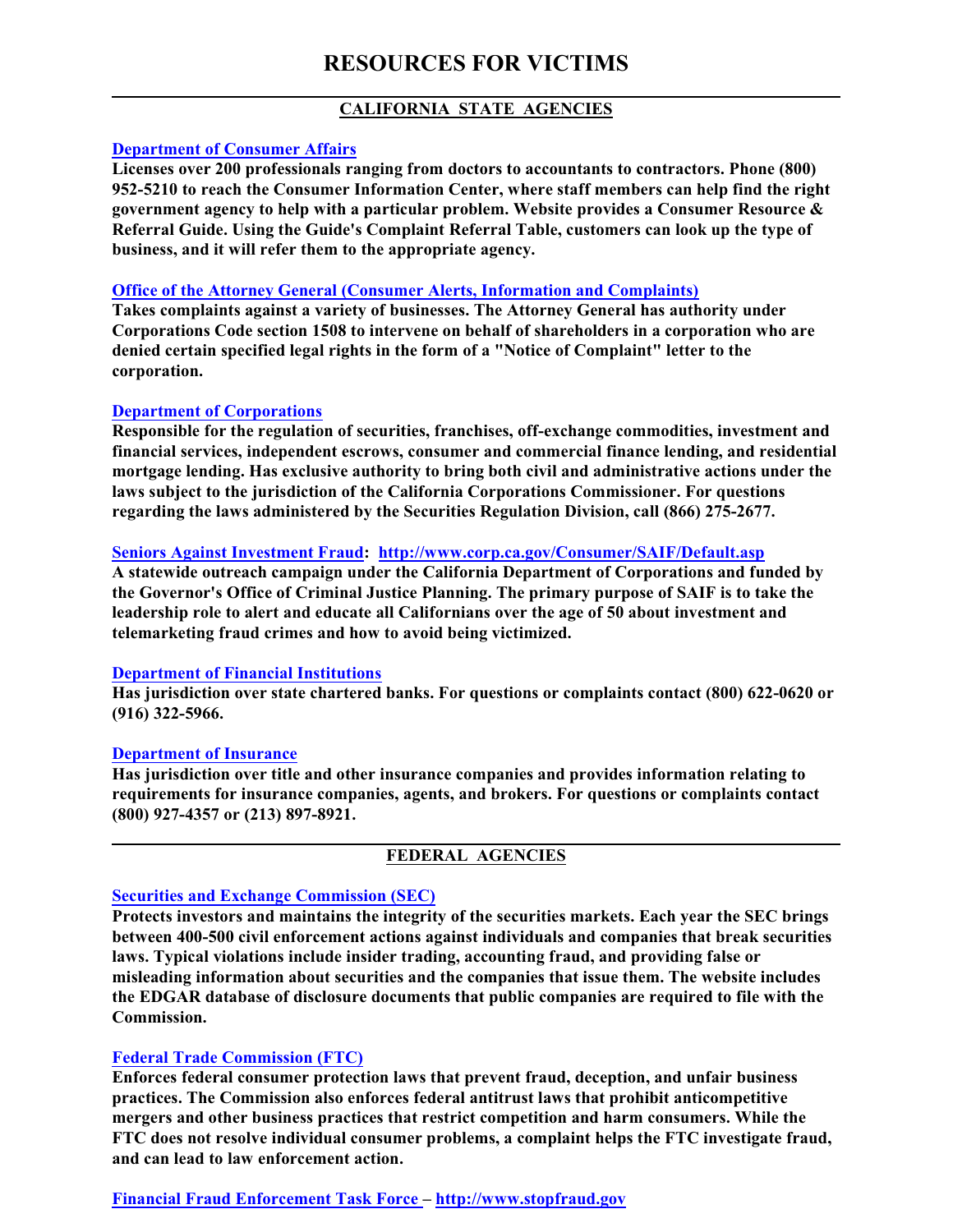# RESOURCES FOR VICTIMS

## CALIFORNIA STATE AGENCIES

### Department of Consumer Affairs

**Licenses over 200 professionals ranging from doctors to accountants to contractors. Phone (800) 952-5210 to reach the Consumer Information Center, where staff members can help find the right government agency to help with a particular problem. Website provides a Consumer Resource & Referral Guide. Using the Guide's Complaint Referral Table, customers can look up the type of business, and it will refer them to the appropriate agency.**

### Office of the Attorney General (Consumer Alerts, Information and Complaints)

**Takes complaints against a variety of businesses. The Attorney General has authority under Corporations Code section 1508 to intervene on behalf of shareholders in a corporation who are denied certain specified legal rights in the form of a "Notice of Complaint" letter to the corporation.**

### Department of Corporations

**Responsible for the regulation of securities, franchises, off-exchange commodities, investment and financial services, independent escrows, consumer and commercial finance lending, and residential mortgage lending. Has exclusive authority to bring both civil and administrative actions under the laws subject to the jurisdiction of the California Corporations Commissioner. For questions regarding the laws administered by the Securities Regulation Division, call (866) 275-2677.**

### Seniors Against Investment Fraud: http://www.corp.ca.gov/Consumer/SAIF/Default.asp

**A statewide outreach campaign under the California Department of Corporations and funded by the Governor's Office of Criminal Justice Planning. The primary purpose of SAIF is to take the leadership role to alert and educate all Californians over the age of 50 about investment and telemarketing fraud crimes and how to avoid being victimized.**

### Department of Financial Institutions

**Has jurisdiction over state chartered banks. For questions or complaints contact (800) 622-0620 or (916) 322-5966.**

### Department of Insurance

**Has jurisdiction over title and other insurance companies and provides information relating to requirements for insurance companies, agents, and brokers. For questions or complaints contact (800) 927-4357 or (213) 897-8921.**

## FEDERAL AGENCIES

### Securities and Exchange Commission (SEC)

**Protects investors and maintains the integrity of the securities markets. Each year the SEC brings between 400-500 civil enforcement actions against individuals and companies that break securities laws. Typical violations include insider trading, accounting fraud, and providing false or misleading information about securities and the companies that issue them. The website includes the EDGAR database of disclosure documents that public companies are required to file with the Commission.**

### Federal Trade Commission (FTC)

**Enforces federal consumer protection laws that prevent fraud, deception, and unfair business practices. The Commission also enforces federal antitrust laws that prohibit anticompetitive mergers and other business practices that restrict competition and harm consumers. While the FTC does not resolve individual consumer problems, a complaint helps the FTC investigate fraud, and can lead to law enforcement action.**

### Financial Fraud Enforcement Task Force – http://www.stopfraud.gov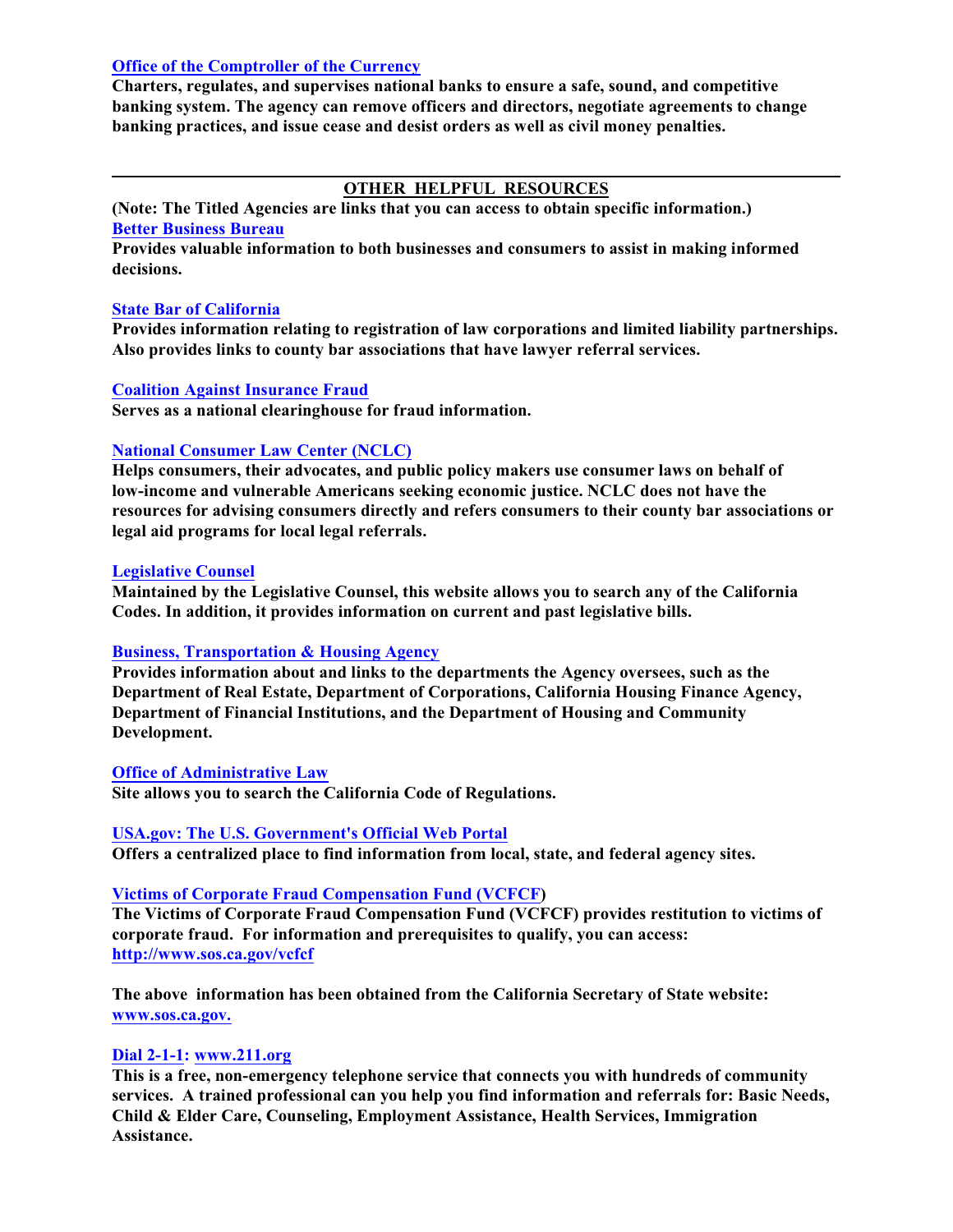**Office of the Comptroller of the Currency**

**Charters, regulates, and supervises national banks to ensure a safe, sound, and competitive banking system. The agency can remove officers and directors, negotiate agreements to change banking practices, and issue cease and desist orders as well as civil money penalties.**

---

## OTHER HELPFUL RESOURCES

**(Note: The Titled Agencies are links that you can access to obtain specific information.)**

**Better Business Bureau**

**Provides valuable information to both businesses and consumers to assist in making informed decisions.**

**State Bar of California**

**Provides information relating to registration of law corporations and limited liability partnerships. Also provides links to county bar associations that have lawyer referral services.**

**Coalition Against Insurance Fraud**

**Serves as a national clearinghouse for fraud information.**

**National Consumer Law Center (NCLC)**

**Helps consumers, their advocates, and public policy makers use consumer laws on behalf of low-income and vulnerable Americans seeking economic justice. NCLC does not have the resources for advising consumers directly and refers consumers to their county bar associations or legal aid programs for local legal referrals.**

**Legislative Counsel**

**Maintained by the Legislative Counsel, this website allows you to search any of the California Codes. In addition, it provides information on current and past legislative bills.**

**Business, Transportation & Housing Agency**

**Provides information about and links to the departments the Agency oversees, such as the Department of Real Estate, Department of Corporations, California Housing Finance Agency, Department of Financial Institutions, and the Department of Housing and Community Development.**

**Office of Administrative Law**

**Site allows you to search the California Code of Regulations.**

**USA.gov: The U.S. Government's Official Web Portal**

**Offers a centralized place to find information from local, state, and federal agency sites.**

**Victims of Corporate Fraud Compensation Fund (VCFCF)**

**The Victims of Corporate Fraud Compensation Fund (VCFCF) provides restitution to victims of corporate fraud. For information and prerequisites to qualify, you can access: http://www.sos.ca.gov/vcfcf**

**The above information has been obtained from the California Secretary of State website: www.sos.ca.gov.**

**Dial 2-1-1: www.211.org**

**This is a free, non-emergency telephone service that connects you with hundreds of community services. A trained professional can you help you find information and referrals for: Basic Needs, Child & Elder Care, Counseling, Employment Assistance, Health Services, Immigration Assistance.**